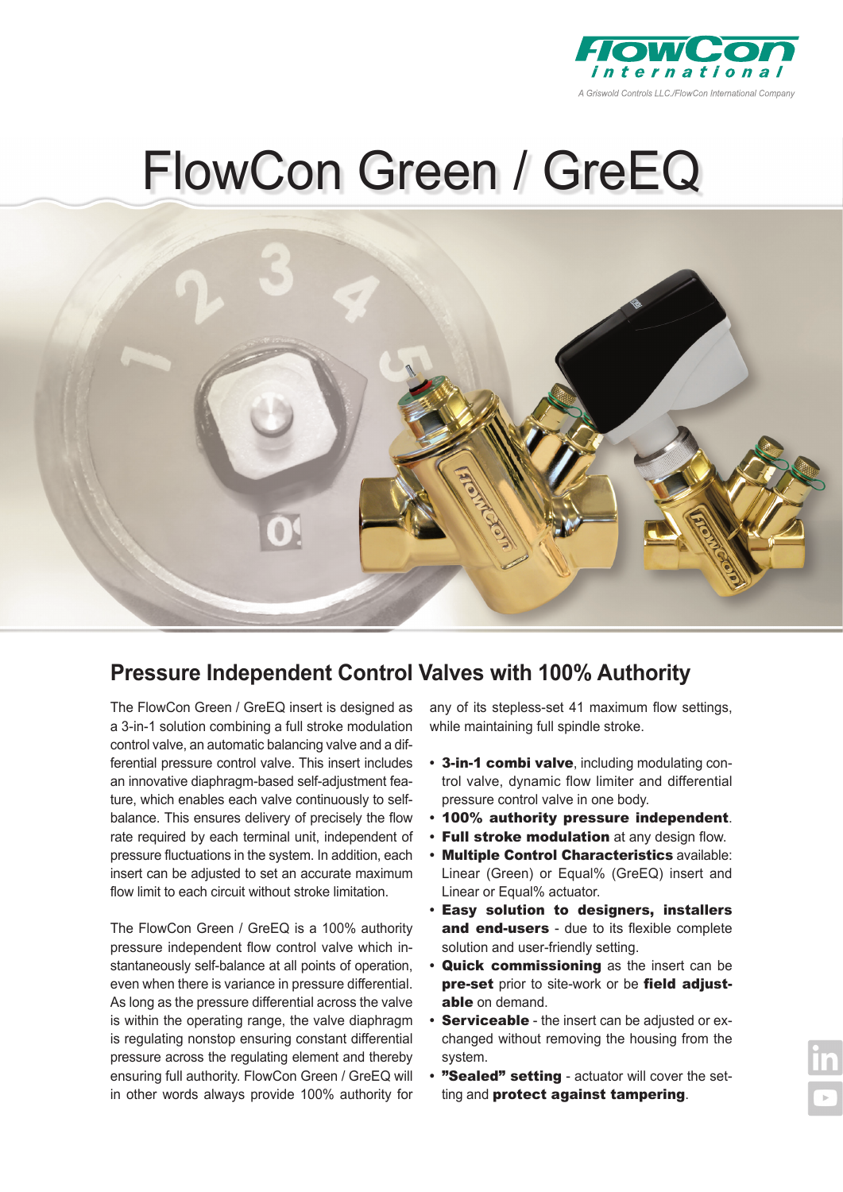FlowCon international

A Griswold Controls LLC./FlowCon International Company

# FlowCon Green / GreEQ

## Pressure Independent Control Valves with 100% Authority

The FlowCon Green / GreEQ insert is designed as a 3-in-1 solution combining a full stroke modulation control valve, an automatic balancing valve and a differential pressure control valve. This insert includes an innovative diaphragm-based self-adjustment feature, which enables each valve continuously to self-balance. This ensures delivery of precisely the flow rate required by each terminal unit, independent of pressure fluctuations in the system. In addition, each insert can be adjusted to set an accurate maximum flow limit to each circuit without stroke limitation.

The FlowCon Green / GreEQ is a 100% authority pressure independent flow control valve which instantaneously self-balance at all points of operation, even when there is variance in pressure differential. As long as the pressure differential across the valve is within the operating range, the valve diaphragm is regulating nonstop ensuring constant differential pressure across the regulating element and thereby ensuring full authority. FlowCon Green / GreEQ will in other words always provide 100% authority for any of its stepless-set 41 maximum flow settings, while maintaining full spindle stroke.

- **3-in-1 combi valve**, including modulating control valve, dynamic flow limiter and differential pressure control valve in one body.
- **100% authority pressure independent**.
- **Full stroke modulation** at any design flow.
- **Multiple Control Characteristics** available: Linear (Green) or Equal% (GreEQ) insert and Linear or Equal% actuator.
- **Easy solution to designers, installers and end-users** - due to its flexible complete solution and user-friendly setting.
- **Quick commissioning** as the insert can be **pre-set** prior to site-work or be **field adjustable** on demand.
- **Serviceable** - the insert can be adjusted or exchanged without removing the housing from the system.
- **"Sealed" setting** - actuator will cover the setting and **protect against tampering**.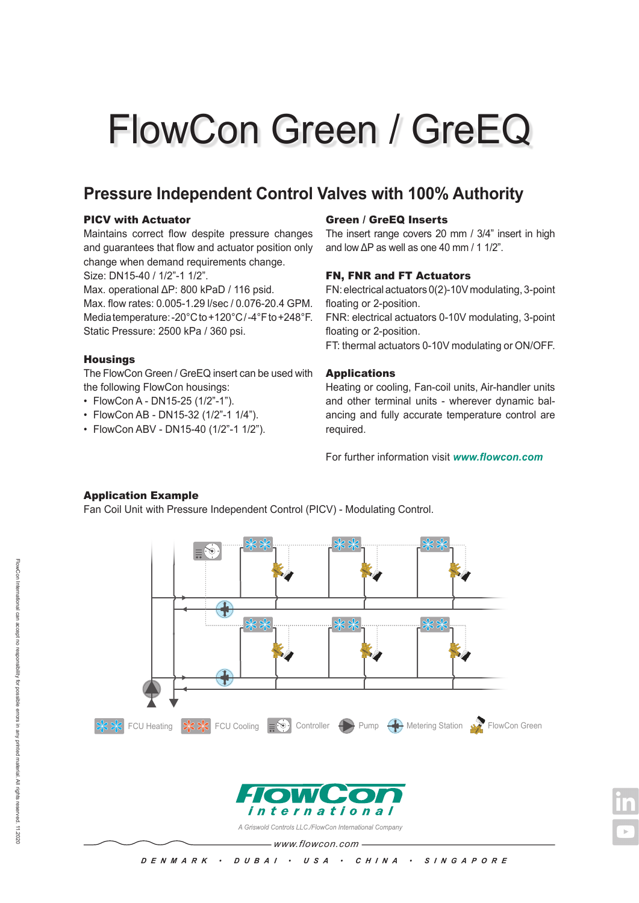# FlowCon Green / GreEQ

## Pressure Independent Control Valves with 100% Authority

### PICV with Actuator

Maintains correct flow despite pressure changes and guarantees that flow and actuator position only change when demand requirements change.
Size: DN15-40 / 1/2"-1 1/2".
Max. operational ΔP: 800 kPaD / 116 psid.
Max. flow rates: 0.005-1.29 l/sec / 0.076-20.4 GPM.
Media temperature: -20°C to +120°C / -4°F to +248°F.
Static Pressure: 2500 kPa / 360 psi.

### Housings

The FlowCon Green / GreEQ insert can be used with the following FlowCon housings:

- FlowCon A - DN15-25 (1/2"-1").
- FlowCon AB - DN15-32 (1/2"-1 1/4").
- FlowCon ABV - DN15-40 (1/2"-1 1/2").

### Green / GreEQ Inserts

The insert range covers 20 mm / 3/4" insert in high and low ΔP as well as one 40 mm / 1 1/2".

### FN, FNR and FT Actuators

FN: electrical actuators 0(2)-10V modulating, 3-point floating or 2-position.
FNR: electrical actuators 0-10V modulating, 3-point floating or 2-position.
FT: thermal actuators 0-10V modulating or ON/OFF.

### Applications

Heating or cooling, Fan-coil units, Air-handler units and other terminal units - wherever dynamic balancing and fully accurate temperature control are required.

For further information visit ***www.flowcon.com***

### Application Example

Fan Coil Unit with Pressure Independent Control (PICV) - Modulating Control.

FCU Heating
FCU Cooling
Controller
Pump
Metering Station
FlowCon Green

FlowCon international
A Griswold Controls LLC./FlowCon International Company
www.flowcon.com

DENMARK · DUBAI · USA · CHINA · SINGAPORE

FlowCon International can accept no responsibility for possible errors in any printed material. All rights reserved. 11.2020